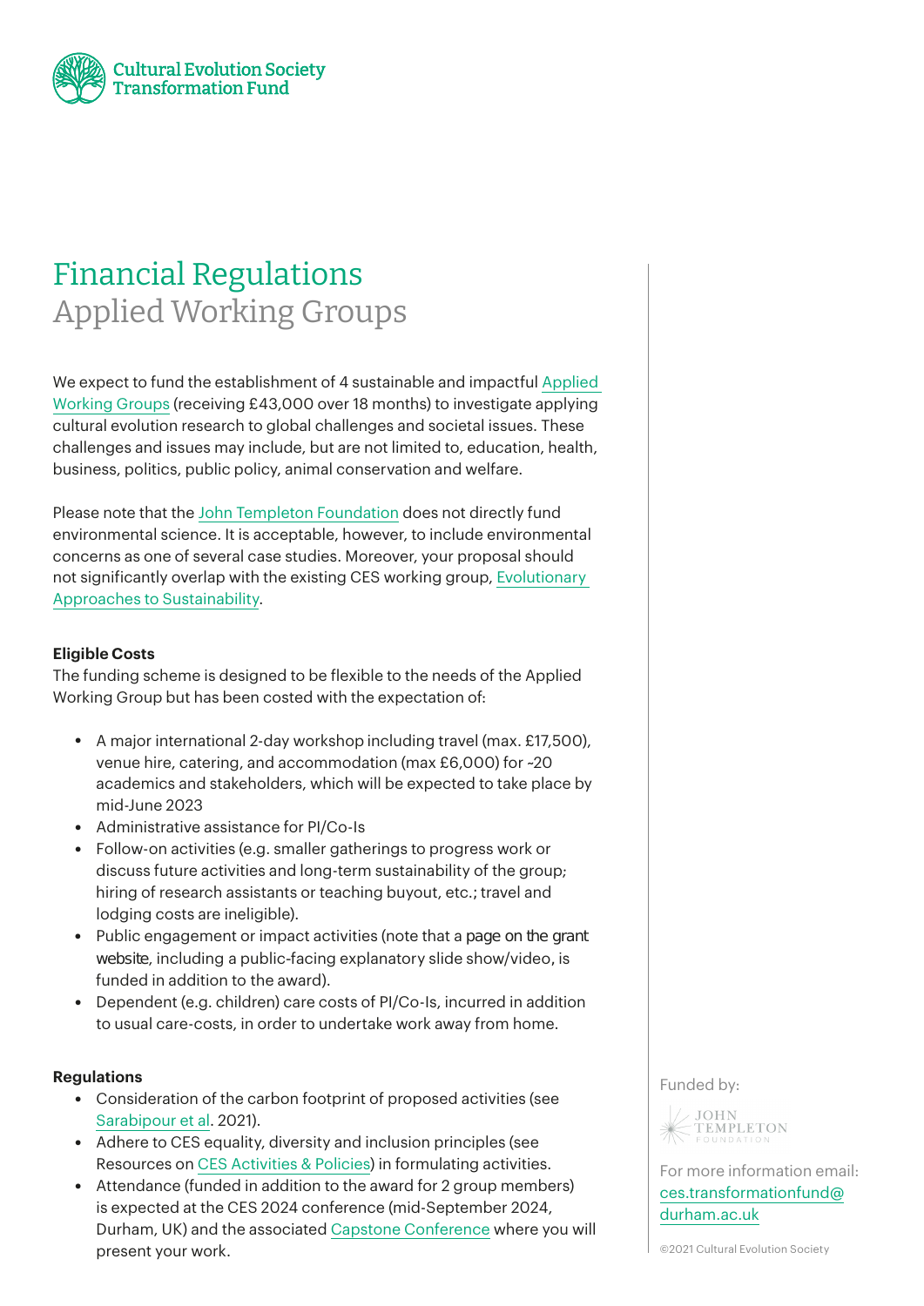Cultural Evolution Society
Transformation Fund

# Financial Regulations
## Applied Working Groups

We expect to fund the establishment of 4 sustainable and impactful Applied Working Groups (receiving £43,000 over 18 months) to investigate applying cultural evolution research to global challenges and societal issues. These challenges and issues may include, but are not limited to, education, health, business, politics, public policy, animal conservation and welfare.

Please note that the John Templeton Foundation does not directly fund environmental science. It is acceptable, however, to include environmental concerns as one of several case studies. Moreover, your proposal should not significantly overlap with the existing CES working group, Evolutionary Approaches to Sustainability.

**Eligible Costs**

The funding scheme is designed to be flexible to the needs of the Applied Working Group but has been costed with the expectation of:

- A major international 2-day workshop including travel (max. £17,500), venue hire, catering, and accommodation (max £6,000) for ~20 academics and stakeholders, which will be expected to take place by mid-June 2023
- Administrative assistance for PI/Co-Is
- Follow-on activities (e.g. smaller gatherings to progress work or discuss future activities and long-term sustainability of the group; hiring of research assistants or teaching buyout, etc.; travel and lodging costs are ineligible).
- Public engagement or impact activities (note that a page on the grant website, including a public-facing explanatory slide show/video, is funded in addition to the award).
- Dependent (e.g. children) care costs of PI/Co-Is, incurred in addition to usual care-costs, in order to undertake work away from home.

**Regulations**

- Consideration of the carbon footprint of proposed activities (see Sarabipour et al. 2021).
- Adhere to CES equality, diversity and inclusion principles (see Resources on CES Activities & Policies) in formulating activities.
- Attendance (funded in addition to the award for 2 group members) is expected at the CES 2024 conference (mid-September 2024, Durham, UK) and the associated Capstone Conference where you will present your work.

Funded by: John Templeton Foundation

For more information email: ces.transformationfund@durham.ac.uk

©2021 Cultural Evolution Society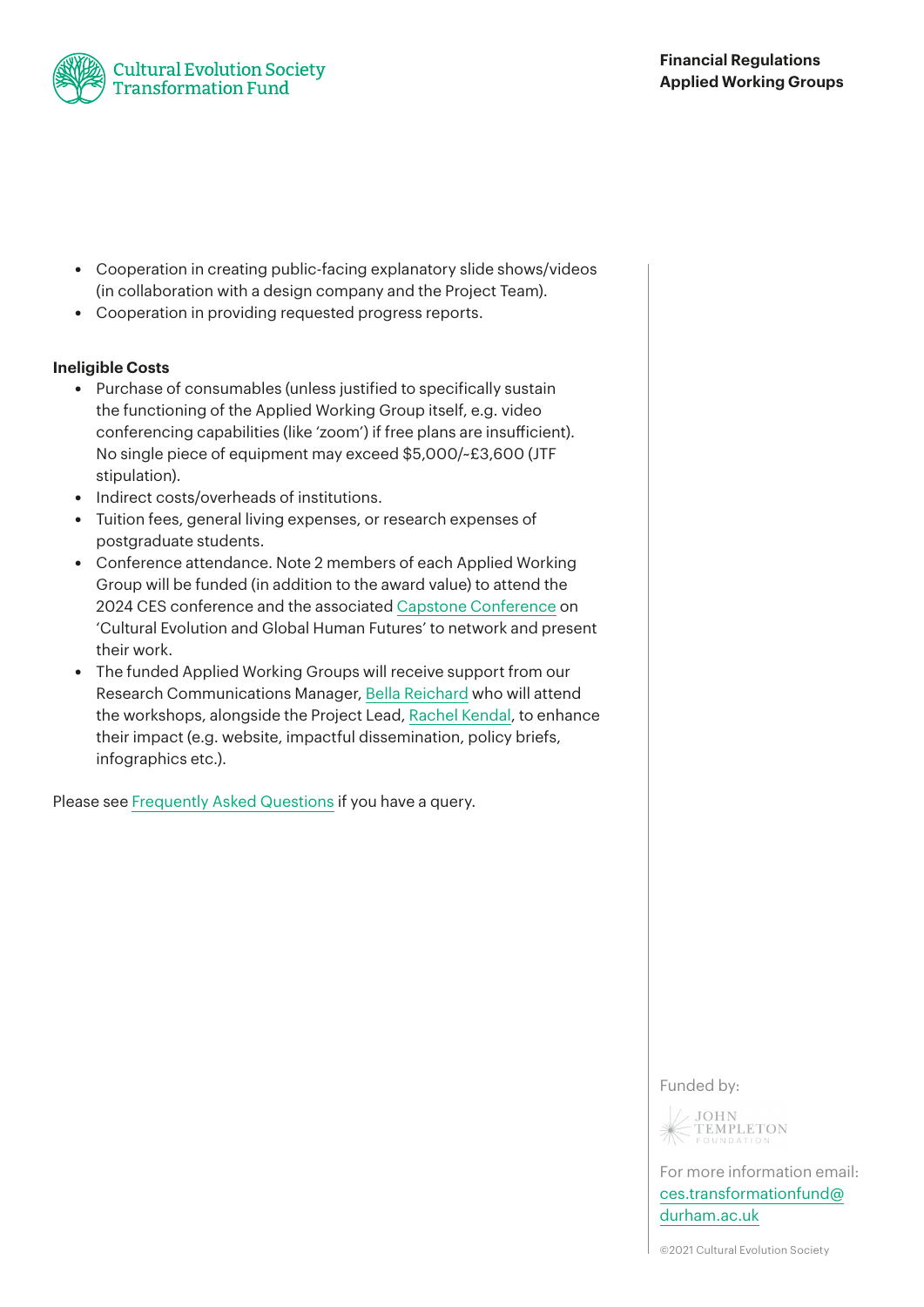- Cooperation in creating public-facing explanatory slide shows/videos (in collaboration with a design company and the Project Team).
- Cooperation in providing requested progress reports.

**Ineligible Costs**

- Purchase of consumables (unless justified to specifically sustain the functioning of the Applied Working Group itself, e.g. video conferencing capabilities (like 'zoom') if free plans are insufficient). No single piece of equipment may exceed $5,000/~£3,600 (JTF stipulation).
- Indirect costs/overheads of institutions.
- Tuition fees, general living expenses, or research expenses of postgraduate students.
- Conference attendance. Note 2 members of each Applied Working Group will be funded (in addition to the award value) to attend the 2024 CES conference and the associated Capstone Conference on 'Cultural Evolution and Global Human Futures' to network and present their work.
- The funded Applied Working Groups will receive support from our Research Communications Manager, Bella Reichard who will attend the workshops, alongside the Project Lead, Rachel Kendal, to enhance their impact (e.g. website, impactful dissemination, policy briefs, infographics etc.).

Please see Frequently Asked Questions if you have a query.

Funded by:

JOHN TEMPLETON FOUNDATION

For more information email: ces.transformationfund@durham.ac.uk

©2021 Cultural Evolution Society